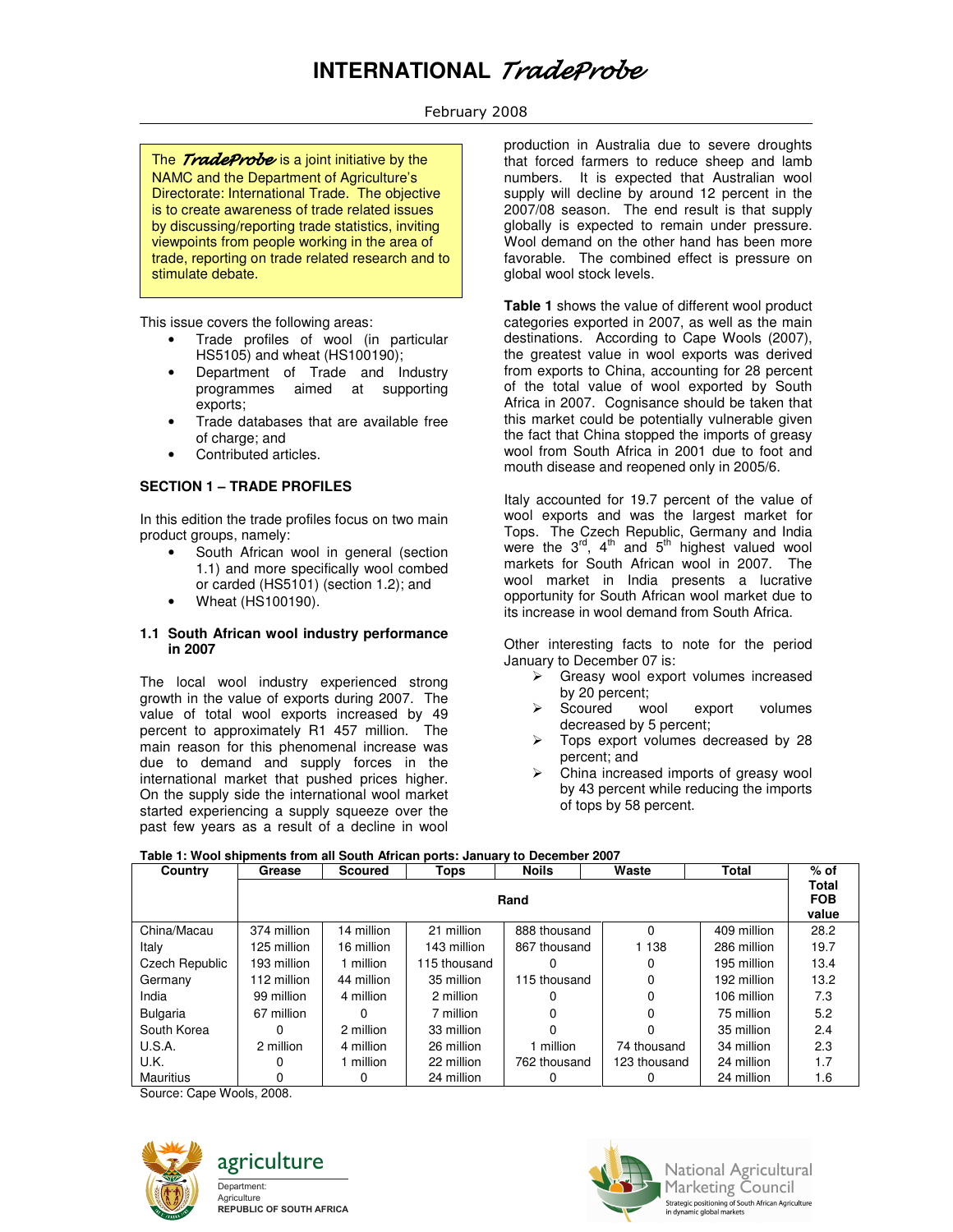# INTERNATIONAL *TradeProbe*

February 2008

The ***TradeProbe*** is a joint initiative by the NAMC and the Department of Agriculture's Directorate: International Trade. The objective is to create awareness of trade related issues by discussing/reporting trade statistics, inviting viewpoints from people working in the area of trade, reporting on trade related research and to stimulate debate.

This issue covers the following areas:

- Trade profiles of wool (in particular HS5105) and wheat (HS100190);
- Department of Trade and Industry programmes aimed at supporting exports;
- Trade databases that are available free of charge; and
- Contributed articles.

## SECTION 1 – TRADE PROFILES

In this edition the trade profiles focus on two main product groups, namely:

- South African wool in general (section 1.1) and more specifically wool combed or carded (HS5101) (section 1.2); and
- Wheat (HS100190).

### 1.1 South African wool industry performance in 2007

The local wool industry experienced strong growth in the value of exports during 2007. The value of total wool exports increased by 49 percent to approximately R1 457 million. The main reason for this phenomenal increase was due to demand and supply forces in the international market that pushed prices higher. On the supply side the international wool market started experiencing a supply squeeze over the past few years as a result of a decline in wool production in Australia due to severe droughts that forced farmers to reduce sheep and lamb numbers. It is expected that Australian wool supply will decline by around 12 percent in the 2007/08 season. The end result is that supply globally is expected to remain under pressure. Wool demand on the other hand has been more favorable. The combined effect is pressure on global wool stock levels.

**Table 1** shows the value of different wool product categories exported in 2007, as well as the main destinations. According to Cape Wools (2007), the greatest value in wool exports was derived from exports to China, accounting for 28 percent of the total value of wool exported by South Africa in 2007. Cognisance should be taken that this market could be potentially vulnerable given the fact that China stopped the imports of greasy wool from South Africa in 2001 due to foot and mouth disease and reopened only in 2005/6.

Italy accounted for 19.7 percent of the value of wool exports and was the largest market for Tops. The Czech Republic, Germany and India were the 3rd, 4th and 5th highest valued wool markets for South African wool in 2007. The wool market in India presents a lucrative opportunity for South African wool market due to its increase in wool demand from South Africa.

Other interesting facts to note for the period January to December 07 is:

- Greasy wool export volumes increased by 20 percent;
- Scoured wool export volumes decreased by 5 percent;
- Tops export volumes decreased by 28 percent; and
- China increased imports of greasy wool by 43 percent while reducing the imports of tops by 58 percent.

**Table 1: Wool shipments from all South African ports: January to December 2007**

| Country | Grease | Scoured | Tops | Noils | Waste | Total | % of Total FOB value |
|---|---|---|---|---|---|---|---|
| | Rand | | | | | | |
| China/Macau | 374 million | 14 million | 21 million | 888 thousand | 0 | 409 million | 28.2 |
| Italy | 125 million | 16 million | 143 million | 867 thousand | 1 138 | 286 million | 19.7 |
| Czech Republic | 193 million | 1 million | 115 thousand | 0 | 0 | 195 million | 13.4 |
| Germany | 112 million | 44 million | 35 million | 115 thousand | 0 | 192 million | 13.2 |
| India | 99 million | 4 million | 2 million | 0 | 0 | 106 million | 7.3 |
| Bulgaria | 67 million | 0 | 7 million | 0 | 0 | 75 million | 5.2 |
| South Korea | 0 | 2 million | 33 million | 0 | 0 | 35 million | 2.4 |
| U.S.A. | 2 million | 4 million | 26 million | 1 million | 74 thousand | 34 million | 2.3 |
| U.K. | 0 | 1 million | 22 million | 762 thousand | 123 thousand | 24 million | 1.7 |
| Mauritius | 0 | 0 | 24 million | 0 | 0 | 24 million | 1.6 |

Source: Cape Wools, 2008.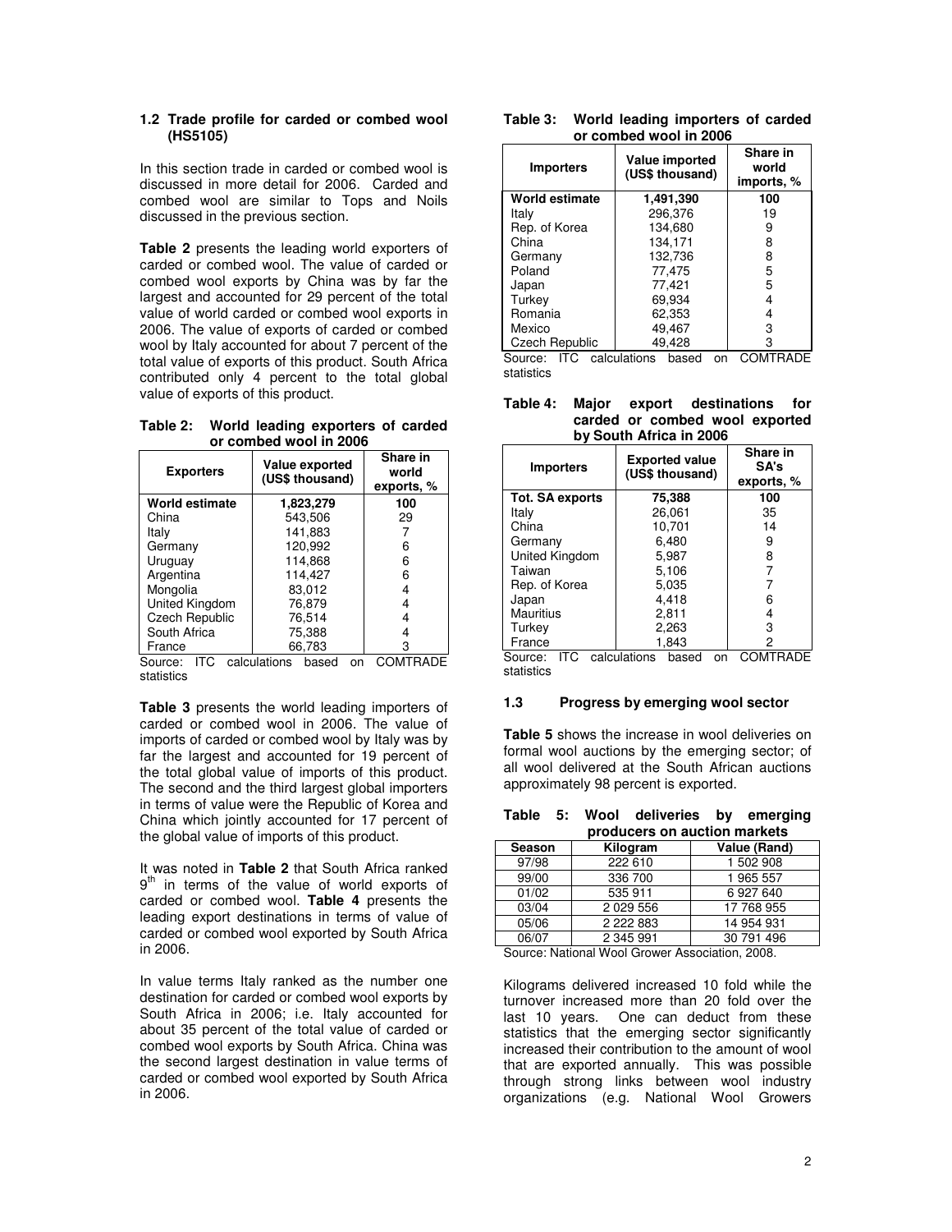## 1.2 Trade profile for carded or combed wool (HS5105)

In this section trade in carded or combed wool is discussed in more detail for 2006. Carded and combed wool are similar to Tops and Noils discussed in the previous section.

**Table 2** presents the leading world exporters of carded or combed wool. The value of carded or combed wool exports by China was by far the largest and accounted for 29 percent of the total value of world carded or combed wool exports in 2006. The value of exports of carded or combed wool by Italy accounted for about 7 percent of the total value of exports of this product. South Africa contributed only 4 percent to the total global value of exports of this product.

**Table 2: World leading exporters of carded or combed wool in 2006**

| Exporters | Value exported (US$ thousand) | Share in world exports, % |
|---|---|---|
| **World estimate** | **1,823,279** | **100** |
| China | 543,506 | 29 |
| Italy | 141,883 | 7 |
| Germany | 120,992 | 6 |
| Uruguay | 114,868 | 6 |
| Argentina | 114,427 | 6 |
| Mongolia | 83,012 | 4 |
| United Kingdom | 76,879 | 4 |
| Czech Republic | 76,514 | 4 |
| South Africa | 75,388 | 4 |
| France | 66,783 | 3 |

Source: ITC calculations based on COMTRADE statistics

**Table 3** presents the world leading importers of carded or combed wool in 2006. The value of imports of carded or combed wool by Italy was by far the largest and accounted for 19 percent of the total global value of imports of this product. The second and the third largest global importers in terms of value were the Republic of Korea and China which jointly accounted for 17 percent of the global value of imports of this product.

It was noted in **Table 2** that South Africa ranked 9[th] in terms of the value of world exports of carded or combed wool. **Table 4** presents the leading export destinations in terms of value of carded or combed wool exported by South Africa in 2006.

In value terms Italy ranked as the number one destination for carded or combed wool exports by South Africa in 2006; i.e. Italy accounted for about 35 percent of the total value of carded or combed wool exports by South Africa. China was the second largest destination in value terms of carded or combed wool exported by South Africa in 2006.

**Table 3: World leading importers of carded or combed wool in 2006**

| Importers | Value imported (US$ thousand) | Share in world imports, % |
|---|---|---|
| **World estimate** | **1,491,390** | **100** |
| Italy | 296,376 | 19 |
| Rep. of Korea | 134,680 | 9 |
| China | 134,171 | 8 |
| Germany | 132,736 | 8 |
| Poland | 77,475 | 5 |
| Japan | 77,421 | 5 |
| Turkey | 69,934 | 4 |
| Romania | 62,353 | 4 |
| Mexico | 49,467 | 3 |
| Czech Republic | 49,428 | 3 |

Source: ITC calculations based on COMTRADE statistics

**Table 4: Major export destinations for carded or combed wool exported by South Africa in 2006**

| Importers | Exported value (US$ thousand) | Share in SA's exports, % |
|---|---|---|
| **Tot. SA exports** | **75,388** | **100** |
| Italy | 26,061 | 35 |
| China | 10,701 | 14 |
| Germany | 6,480 | 9 |
| United Kingdom | 5,987 | 8 |
| Taiwan | 5,106 | 7 |
| Rep. of Korea | 5,035 | 7 |
| Japan | 4,418 | 6 |
| Mauritius | 2,811 | 4 |
| Turkey | 2,263 | 3 |
| France | 1,843 | 2 |

Source: ITC calculations based on COMTRADE statistics

## 1.3 Progress by emerging wool sector

**Table 5** shows the increase in wool deliveries on formal wool auctions by the emerging sector; of all wool delivered at the South African auctions approximately 98 percent is exported.

**Table 5: Wool deliveries by emerging producers on auction markets**

| Season | Kilogram | Value (Rand) |
|---|---|---|
| 97/98 | 222 610 | 1 502 908 |
| 99/00 | 336 700 | 1 965 557 |
| 01/02 | 535 911 | 6 927 640 |
| 03/04 | 2 029 556 | 17 768 955 |
| 05/06 | 2 222 883 | 14 954 931 |
| 06/07 | 2 345 991 | 30 791 496 |

Source: National Wool Grower Association, 2008.

Kilograms delivered increased 10 fold while the turnover increased more than 20 fold over the last 10 years. One can deduct from these statistics that the emerging sector significantly increased their contribution to the amount of wool that are exported annually. This was possible through strong links between wool industry organizations (e.g. National Wool Growers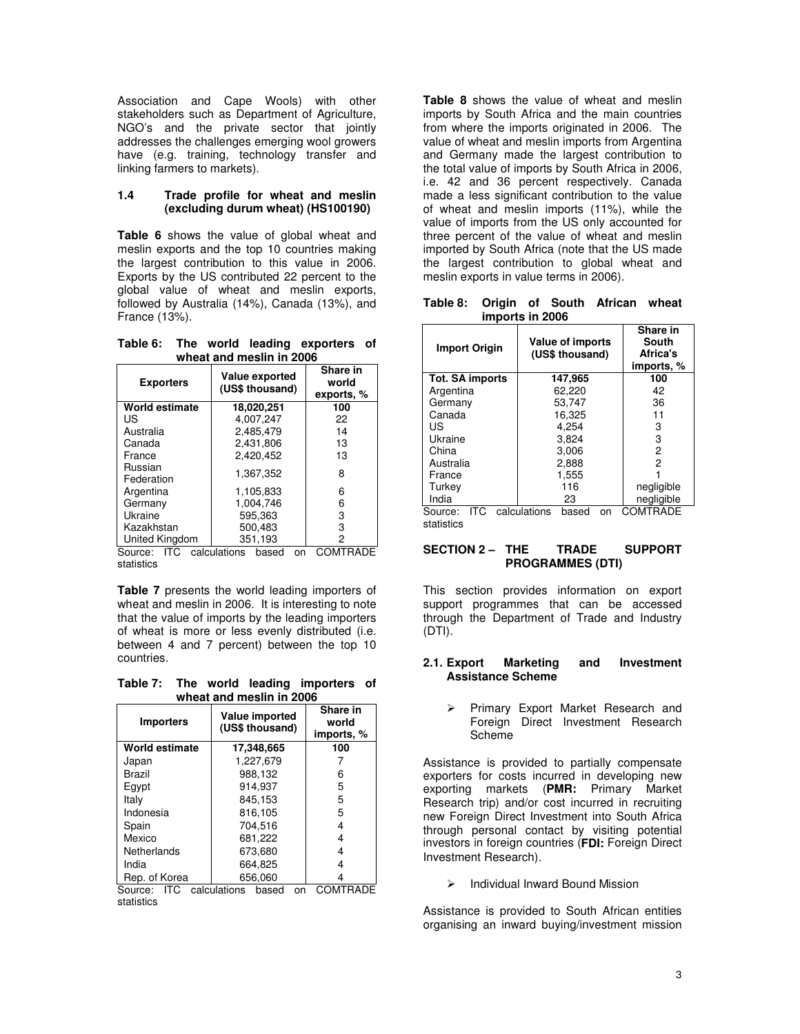Association and Cape Wools) with other stakeholders such as Department of Agriculture, NGO's and the private sector that jointly addresses the challenges emerging wool growers have (e.g. training, technology transfer and linking farmers to markets).

### 1.4 Trade profile for wheat and meslin (excluding durum wheat) (HS100190)

**Table 6** shows the value of global wheat and meslin exports and the top 10 countries making the largest contribution to this value in 2006. Exports by the US contributed 22 percent to the global value of wheat and meslin exports, followed by Australia (14%), Canada (13%), and France (13%).

**Table 6: The world leading exporters of wheat and meslin in 2006**

| Exporters | Value exported (US$ thousand) | Share in world exports, % |
|---|---|---|
| **World estimate** | **18,020,251** | **100** |
| US | 4,007,247 | 22 |
| Australia | 2,485,479 | 14 |
| Canada | 2,431,806 | 13 |
| France | 2,420,452 | 13 |
| Russian Federation | 1,367,352 | 8 |
| Argentina | 1,105,833 | 6 |
| Germany | 1,004,746 | 6 |
| Ukraine | 595,363 | 3 |
| Kazakhstan | 500,483 | 3 |
| United Kingdom | 351,193 | 2 |

Source: ITC calculations based on COMTRADE statistics

**Table 7** presents the world leading importers of wheat and meslin in 2006. It is interesting to note that the value of imports by the leading importers of wheat is more or less evenly distributed (i.e. between 4 and 7 percent) between the top 10 countries.

**Table 7: The world leading importers of wheat and meslin in 2006**

| Importers | Value imported (US$ thousand) | Share in world imports, % |
|---|---|---|
| **World estimate** | **17,348,665** | **100** |
| Japan | 1,227,679 | 7 |
| Brazil | 988,132 | 6 |
| Egypt | 914,937 | 5 |
| Italy | 845,153 | 5 |
| Indonesia | 816,105 | 5 |
| Spain | 704,516 | 4 |
| Mexico | 681,222 | 4 |
| Netherlands | 673,680 | 4 |
| India | 664,825 | 4 |
| Rep. of Korea | 656,060 | 4 |

Source: ITC calculations based on COMTRADE statistics

**Table 8** shows the value of wheat and meslin imports by South Africa and the main countries from where the imports originated in 2006. The value of wheat and meslin imports from Argentina and Germany made the largest contribution to the total value of imports by South Africa in 2006, i.e. 42 and 36 percent respectively. Canada made a less significant contribution to the value of wheat and meslin imports (11%), while the value of imports from the US only accounted for three percent of the value of wheat and meslin imported by South Africa (note that the US made the largest contribution to global wheat and meslin exports in value terms in 2006).

**Table 8: Origin of South African wheat imports in 2006**

| Import Origin | Value of imports (US$ thousand) | Share in South Africa's imports, % |
|---|---|---|
| **Tot. SA imports** | **147,965** | **100** |
| Argentina | 62,220 | 42 |
| Germany | 53,747 | 36 |
| Canada | 16,325 | 11 |
| US | 4,254 | 3 |
| Ukraine | 3,824 | 3 |
| China | 3,006 | 2 |
| Australia | 2,888 | 2 |
| France | 1,555 | 1 |
| Turkey | 116 | negligible |
| India | 23 | negligible |

Source: ITC calculations based on COMTRADE statistics

## SECTION 2 – THE TRADE SUPPORT PROGRAMMES (DTI)

This section provides information on export support programmes that can be accessed through the Department of Trade and Industry (DTI).

### 2.1. Export Marketing and Investment Assistance Scheme

- Primary Export Market Research and Foreign Direct Investment Research Scheme

Assistance is provided to partially compensate exporters for costs incurred in developing new exporting markets (**PMR:** Primary Market Research trip) and/or cost incurred in recruiting new Foreign Direct Investment into South Africa through personal contact by visiting potential investors in foreign countries (**FDI:** Foreign Direct Investment Research).

- Individual Inward Bound Mission

Assistance is provided to South African entities organising an inward buying/investment mission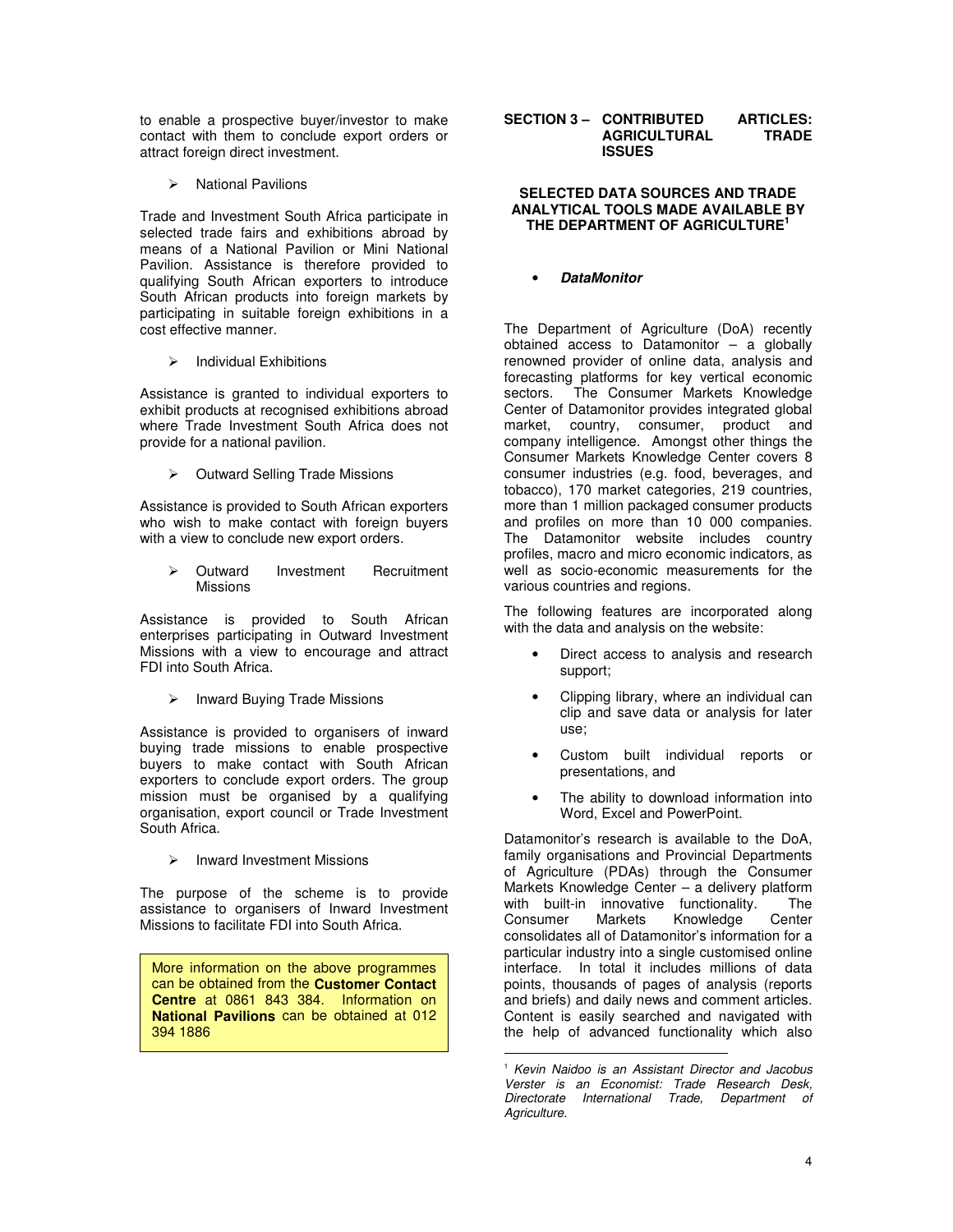to enable a prospective buyer/investor to make contact with them to conclude export orders or attract foreign direct investment.

- National Pavilions

Trade and Investment South Africa participate in selected trade fairs and exhibitions abroad by means of a National Pavilion or Mini National Pavilion. Assistance is therefore provided to qualifying South African exporters to introduce South African products into foreign markets by participating in suitable foreign exhibitions in a cost effective manner.

- Individual Exhibitions

Assistance is granted to individual exporters to exhibit products at recognised exhibitions abroad where Trade Investment South Africa does not provide for a national pavilion.

- Outward Selling Trade Missions

Assistance is provided to South African exporters who wish to make contact with foreign buyers with a view to conclude new export orders.

- Outward Investment Recruitment Missions

Assistance is provided to South African enterprises participating in Outward Investment Missions with a view to encourage and attract FDI into South Africa.

- Inward Buying Trade Missions

Assistance is provided to organisers of inward buying trade missions to enable prospective buyers to make contact with South African exporters to conclude export orders. The group mission must be organised by a qualifying organisation, export council or Trade Investment South Africa.

- Inward Investment Missions

The purpose of the scheme is to provide assistance to organisers of Inward Investment Missions to facilitate FDI into South Africa.

> More information on the above programmes can be obtained from the **Customer Contact Centre** at 0861 843 384. Information on **National Pavilions** can be obtained at 012 394 1886

# SECTION 3 – CONTRIBUTED ARTICLES: AGRICULTURAL TRADE ISSUES

## SELECTED DATA SOURCES AND TRADE ANALYTICAL TOOLS MADE AVAILABLE BY THE DEPARTMENT OF AGRICULTURE[1]

- ***DataMonitor***

The Department of Agriculture (DoA) recently obtained access to Datamonitor – a globally renowned provider of online data, analysis and forecasting platforms for key vertical economic sectors. The Consumer Markets Knowledge Center of Datamonitor provides integrated global market, country, consumer, product and company intelligence. Amongst other things the Consumer Markets Knowledge Center covers 8 consumer industries (e.g. food, beverages, and tobacco), 170 market categories, 219 countries, more than 1 million packaged consumer products and profiles on more than 10 000 companies. The Datamonitor website includes country profiles, macro and micro economic indicators, as well as socio-economic measurements for the various countries and regions.

The following features are incorporated along with the data and analysis on the website:

- Direct access to analysis and research support;
- Clipping library, where an individual can clip and save data or analysis for later use;
- Custom built individual reports or presentations, and
- The ability to download information into Word, Excel and PowerPoint.

Datamonitor's research is available to the DoA, family organisations and Provincial Departments of Agriculture (PDAs) through the Consumer Markets Knowledge Center – a delivery platform with built-in innovative functionality. The Consumer Markets Knowledge Center consolidates all of Datamonitor's information for a particular industry into a single customised online interface. In total it includes millions of data points, thousands of pages of analysis (reports and briefs) and daily news and comment articles. Content is easily searched and navigated with the help of advanced functionality which also

---

[1] *Kevin Naidoo is an Assistant Director and Jacobus Verster is an Economist: Trade Research Desk, Directorate International Trade, Department of Agriculture.*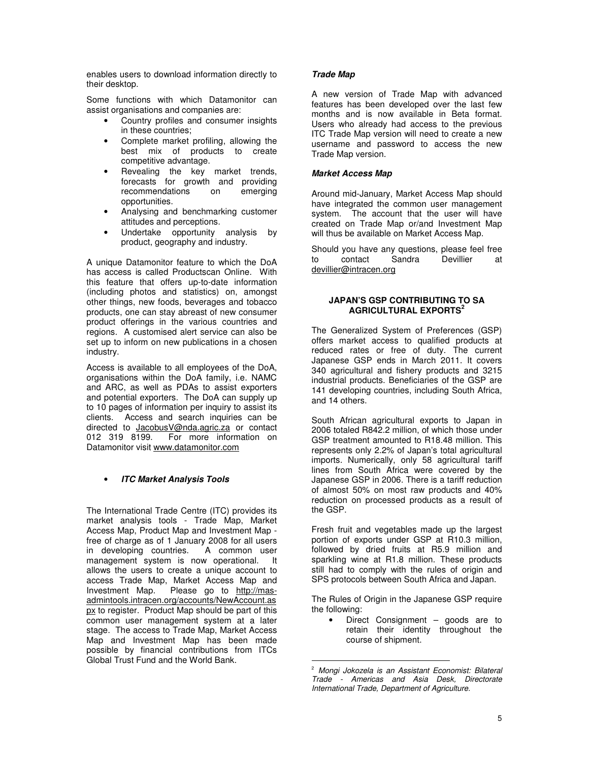enables users to download information directly to their desktop.

Some functions with which Datamonitor can assist organisations and companies are:

- Country profiles and consumer insights in these countries;
- Complete market profiling, allowing the best mix of products to create competitive advantage.
- Revealing the key market trends, forecasts for growth and providing recommendations on emerging opportunities.
- Analysing and benchmarking customer attitudes and perceptions.
- Undertake opportunity analysis by product, geography and industry.

A unique Datamonitor feature to which the DoA has access is called Productscan Online. With this feature that offers up-to-date information (including photos and statistics) on, amongst other things, new foods, beverages and tobacco products, one can stay abreast of new consumer product offerings in the various countries and regions. A customised alert service can also be set up to inform on new publications in a chosen industry.

Access is available to all employees of the DoA, organisations within the DoA family, i.e. NAMC and ARC, as well as PDAs to assist exporters and potential exporters. The DoA can supply up to 10 pages of information per inquiry to assist its clients. Access and search inquiries can be directed to JacobusV@nda.agric.za or contact 012 319 8199. For more information on Datamonitor visit www.datamonitor.com

- ***ITC Market Analysis Tools***

The International Trade Centre (ITC) provides its market analysis tools - Trade Map, Market Access Map, Product Map and Investment Map - free of charge as of 1 January 2008 for all users in developing countries. A common user management system is now operational. It allows the users to create a unique account to access Trade Map, Market Access Map and Investment Map. Please go to http://mas-admintools.intracen.org/accounts/NewAccount.aspx to register. Product Map should be part of this common user management system at a later stage. The access to Trade Map, Market Access Map and Investment Map has been made possible by financial contributions from ITCs Global Trust Fund and the World Bank.

***Trade Map***

A new version of Trade Map with advanced features has been developed over the last few months and is now available in Beta format. Users who already had access to the previous ITC Trade Map version will need to create a new username and password to access the new Trade Map version.

***Market Access Map***

Around mid-January, Market Access Map should have integrated the common user management system. The account that the user will have created on Trade Map or/and Investment Map will thus be available on Market Access Map.

Should you have any questions, please feel free to contact Sandra Devillier at devillier@intracen.org

### JAPAN'S GSP CONTRIBUTING TO SA AGRICULTURAL EXPORTS[2]

The Generalized System of Preferences (GSP) offers market access to qualified products at reduced rates or free of duty. The current Japanese GSP ends in March 2011. It covers 340 agricultural and fishery products and 3215 industrial products. Beneficiaries of the GSP are 141 developing countries, including South Africa, and 14 others.

South African agricultural exports to Japan in 2006 totaled R842.2 million, of which those under GSP treatment amounted to R18.48 million. This represents only 2.2% of Japan's total agricultural imports. Numerically, only 58 agricultural tariff lines from South Africa were covered by the Japanese GSP in 2006. There is a tariff reduction of almost 50% on most raw products and 40% reduction on processed products as a result of the GSP.

Fresh fruit and vegetables made up the largest portion of exports under GSP at R10.3 million, followed by dried fruits at R5.9 million and sparkling wine at R1.8 million. These products still had to comply with the rules of origin and SPS protocols between South Africa and Japan.

The Rules of Origin in the Japanese GSP require the following:

- Direct Consignment – goods are to retain their identity throughout the course of shipment.

[2] *Mongi Jokozela is an Assistant Economist: Bilateral Trade - Americas and Asia Desk, Directorate International Trade, Department of Agriculture.*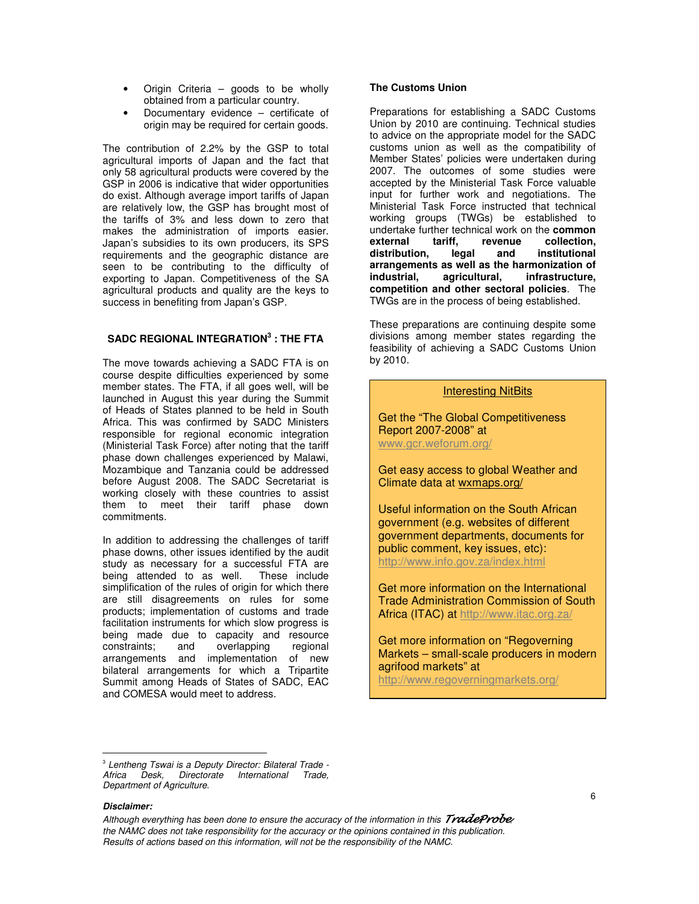- Origin Criteria – goods to be wholly obtained from a particular country.
- Documentary evidence – certificate of origin may be required for certain goods.

The contribution of 2.2% by the GSP to total agricultural imports of Japan and the fact that only 58 agricultural products were covered by the GSP in 2006 is indicative that wider opportunities do exist. Although average import tariffs of Japan are relatively low, the GSP has brought most of the tariffs of 3% and less down to zero that makes the administration of imports easier. Japan's subsidies to its own producers, its SPS requirements and the geographic distance are seen to be contributing to the difficulty of exporting to Japan. Competitiveness of the SA agricultural products and quality are the keys to success in benefiting from Japan's GSP.

## SADC REGIONAL INTEGRATION[3] : THE FTA

The move towards achieving a SADC FTA is on course despite difficulties experienced by some member states. The FTA, if all goes well, will be launched in August this year during the Summit of Heads of States planned to be held in South Africa. This was confirmed by SADC Ministers responsible for regional economic integration (Ministerial Task Force) after noting that the tariff phase down challenges experienced by Malawi, Mozambique and Tanzania could be addressed before August 2008. The SADC Secretariat is working closely with these countries to assist them to meet their tariff phase down commitments.

In addition to addressing the challenges of tariff phase downs, other issues identified by the audit study as necessary for a successful FTA are being attended to as well. These include simplification of the rules of origin for which there are still disagreements on rules for some products; implementation of customs and trade facilitation instruments for which slow progress is being made due to capacity and resource constraints; and overlapping regional arrangements and implementation of new bilateral arrangements for which a Tripartite Summit among Heads of States of SADC, EAC and COMESA would meet to address.

### The Customs Union

Preparations for establishing a SADC Customs Union by 2010 are continuing. Technical studies to advice on the appropriate model for the SADC customs union as well as the compatibility of Member States' policies were undertaken during 2007. The outcomes of some studies were accepted by the Ministerial Task Force valuable input for further work and negotiations. The Ministerial Task Force instructed that technical working groups (TWGs) be established to undertake further technical work on the **common external tariff, revenue collection, distribution, legal and institutional arrangements as well as the harmonization of industrial, agricultural, infrastructure, competition and other sectoral policies**. The TWGs are in the process of being established.

These preparations are continuing despite some divisions among member states regarding the feasibility of achieving a SADC Customs Union by 2010.

> Interesting NitBits
>
> Get the "The Global Competitiveness Report 2007-2008" at www.gcr.weforum.org/
>
> Get easy access to global Weather and Climate data at wxmaps.org/
>
> Useful information on the South African government (e.g. websites of different government departments, documents for public comment, key issues, etc): http://www.info.gov.za/index.html
>
> Get more information on the International Trade Administration Commission of South Africa (ITAC) at http://www.itac.org.za/
>
> Get more information on "Regoverning Markets – small-scale producers in modern agrifood markets" at http://www.regoverningmarkets.org/

[3] *Lentheng Tswai is a Deputy Director: Bilateral Trade - Africa Desk, Directorate International Trade, Department of Agriculture.*

***Disclaimer:***

*Although everything has been done to ensure the accuracy of the information in this TradeProbe the NAMC does not take responsibility for the accuracy or the opinions contained in this publication. Results of actions based on this information, will not be the responsibility of the NAMC.*